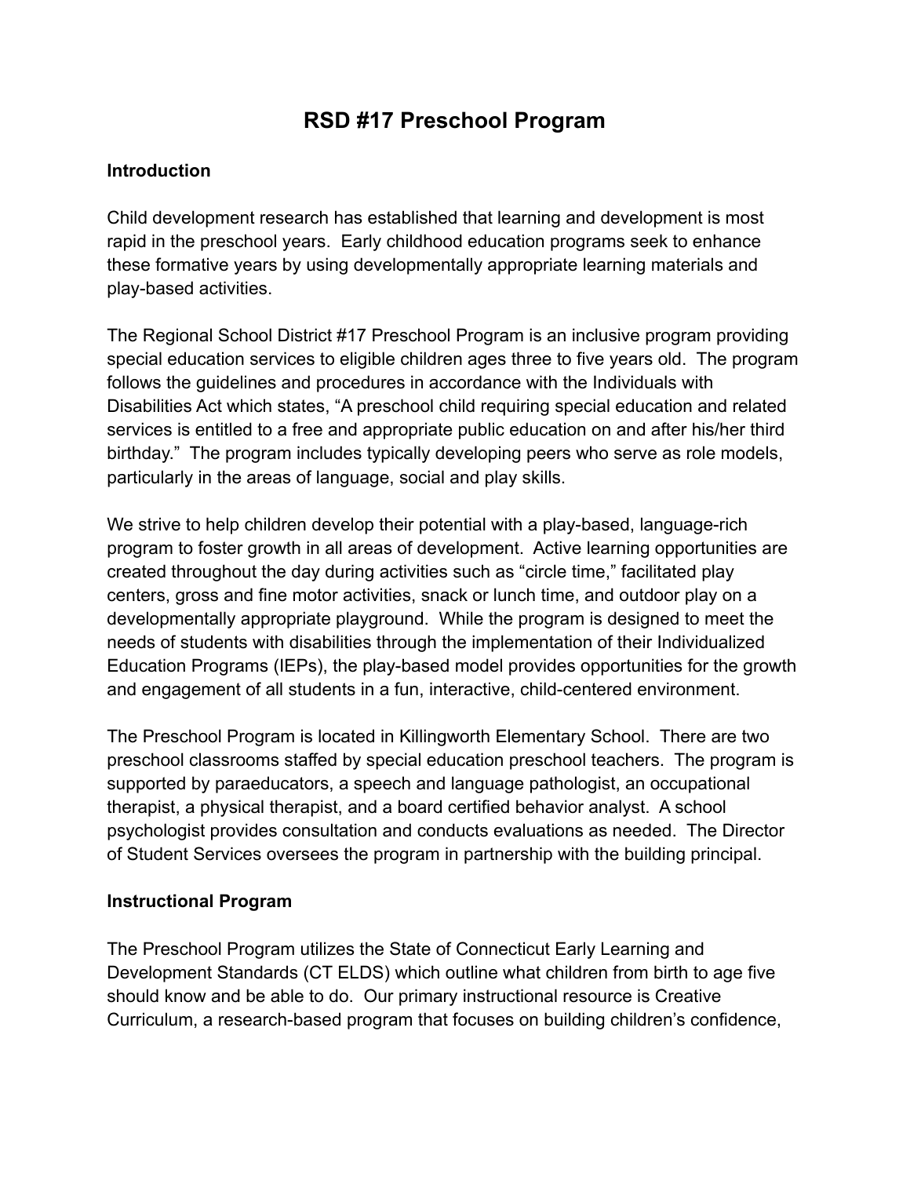# RSD #17 Preschool Program

### Introduction

Child development research has established that learning and development is most rapid in the preschool years. Early childhood education programs seek to enhance these formative years by using developmentally appropriate learning materials and play-based activities.

The Regional School District #17 Preschool Program is an inclusive program providing special education services to eligible children ages three to five years old. The program follows the guidelines and procedures in accordance with the Individuals with Disabilities Act which states, "A preschool child requiring special education and related services is entitled to a free and appropriate public education on and after his/her third birthday." The program includes typically developing peers who serve as role models, particularly in the areas of language, social and play skills.

We strive to help children develop their potential with a play-based, language-rich program to foster growth in all areas of development. Active learning opportunities are created throughout the day during activities such as "circle time," facilitated play centers, gross and fine motor activities, snack or lunch time, and outdoor play on a developmentally appropriate playground. While the program is designed to meet the needs of students with disabilities through the implementation of their Individualized Education Programs (IEPs), the play-based model provides opportunities for the growth and engagement of all students in a fun, interactive, child-centered environment.

The Preschool Program is located in Killingworth Elementary School. There are two preschool classrooms staffed by special education preschool teachers. The program is supported by paraeducators, a speech and language pathologist, an occupational therapist, a physical therapist, and a board certified behavior analyst. A school psychologist provides consultation and conducts evaluations as needed. The Director of Student Services oversees the program in partnership with the building principal.

### Instructional Program

The Preschool Program utilizes the State of Connecticut Early Learning and Development Standards (CT ELDS) which outline what children from birth to age five should know and be able to do. Our primary instructional resource is Creative Curriculum, a research-based program that focuses on building children's confidence,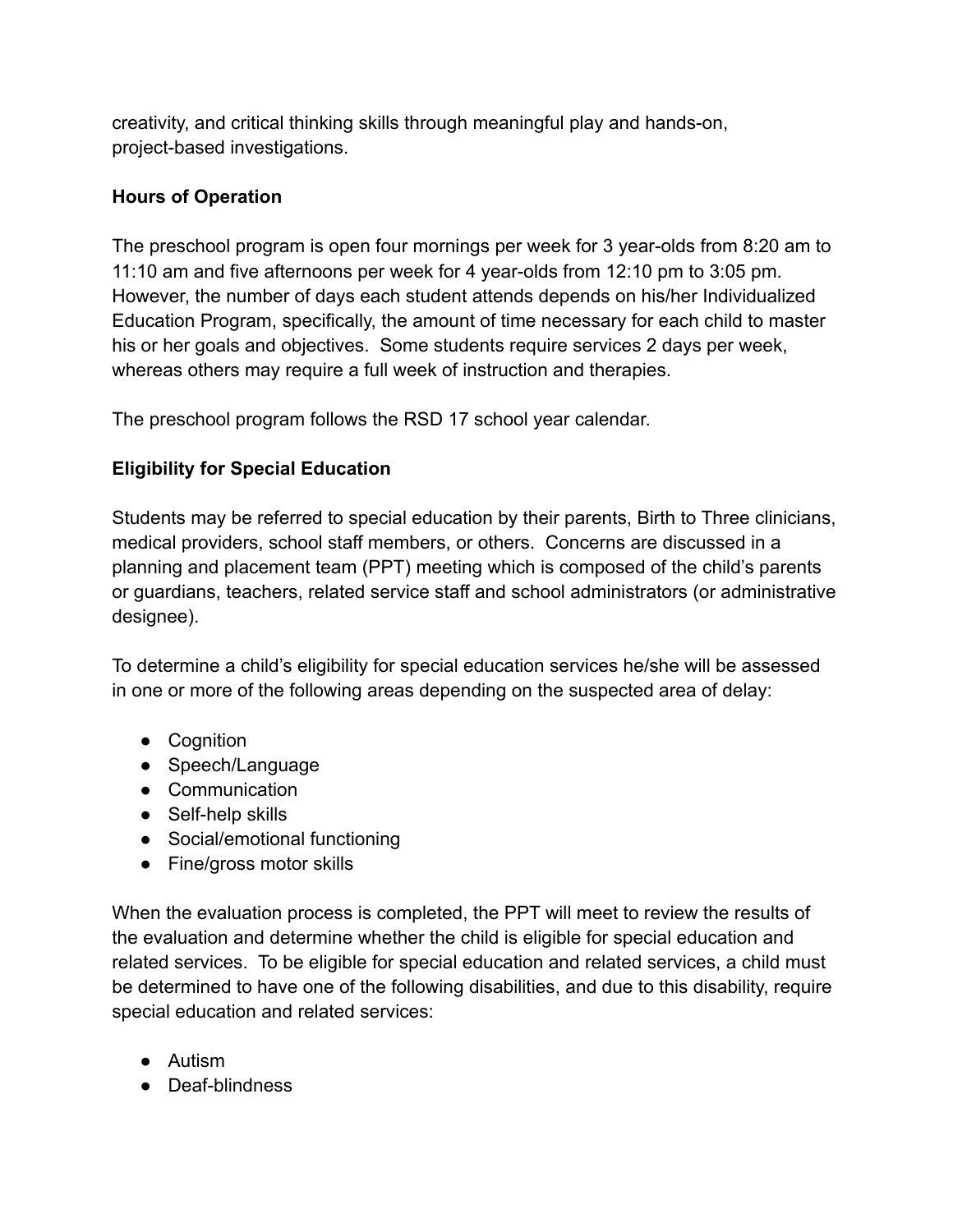creativity, and critical thinking skills through meaningful play and hands-on, project-based investigations.

**Hours of Operation**

The preschool program is open four mornings per week for 3 year-olds from 8:20 am to 11:10 am and five afternoons per week for 4 year-olds from 12:10 pm to 3:05 pm. However, the number of days each student attends depends on his/her Individualized Education Program, specifically, the amount of time necessary for each child to master his or her goals and objectives. Some students require services 2 days per week, whereas others may require a full week of instruction and therapies.

The preschool program follows the RSD 17 school year calendar.

**Eligibility for Special Education**

Students may be referred to special education by their parents, Birth to Three clinicians, medical providers, school staff members, or others. Concerns are discussed in a planning and placement team (PPT) meeting which is composed of the child's parents or guardians, teachers, related service staff and school administrators (or administrative designee).

To determine a child's eligibility for special education services he/she will be assessed in one or more of the following areas depending on the suspected area of delay:

- Cognition
- Speech/Language
- Communication
- Self-help skills
- Social/emotional functioning
- Fine/gross motor skills

When the evaluation process is completed, the PPT will meet to review the results of the evaluation and determine whether the child is eligible for special education and related services. To be eligible for special education and related services, a child must be determined to have one of the following disabilities, and due to this disability, require special education and related services:

- Autism
- Deaf-blindness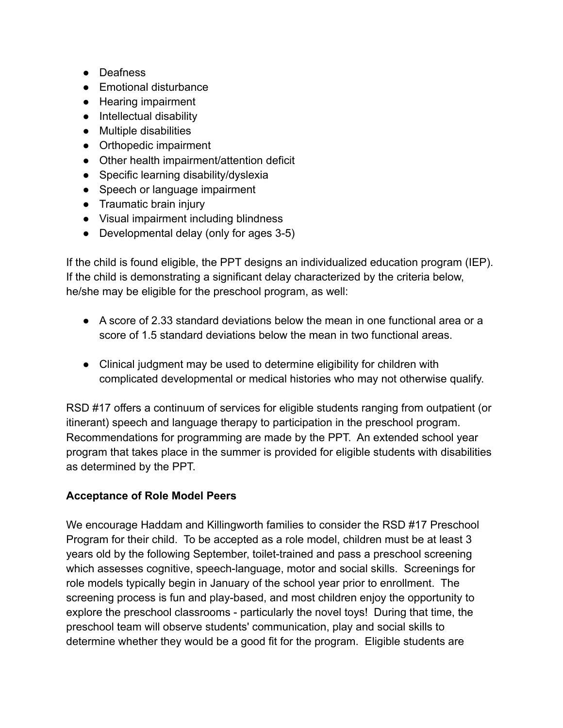- Deafness
- Emotional disturbance
- Hearing impairment
- Intellectual disability
- Multiple disabilities
- Orthopedic impairment
- Other health impairment/attention deficit
- Specific learning disability/dyslexia
- Speech or language impairment
- Traumatic brain injury
- Visual impairment including blindness
- Developmental delay (only for ages 3-5)

If the child is found eligible, the PPT designs an individualized education program (IEP). If the child is demonstrating a significant delay characterized by the criteria below, he/she may be eligible for the preschool program, as well:

- A score of 2.33 standard deviations below the mean in one functional area or a score of 1.5 standard deviations below the mean in two functional areas.

- Clinical judgment may be used to determine eligibility for children with complicated developmental or medical histories who may not otherwise qualify.

RSD #17 offers a continuum of services for eligible students ranging from outpatient (or itinerant) speech and language therapy to participation in the preschool program. Recommendations for programming are made by the PPT. An extended school year program that takes place in the summer is provided for eligible students with disabilities as determined by the PPT.

**Acceptance of Role Model Peers**

We encourage Haddam and Killingworth families to consider the RSD #17 Preschool Program for their child. To be accepted as a role model, children must be at least 3 years old by the following September, toilet-trained and pass a preschool screening which assesses cognitive, speech-language, motor and social skills. Screenings for role models typically begin in January of the school year prior to enrollment. The screening process is fun and play-based, and most children enjoy the opportunity to explore the preschool classrooms - particularly the novel toys! During that time, the preschool team will observe students' communication, play and social skills to determine whether they would be a good fit for the program. Eligible students are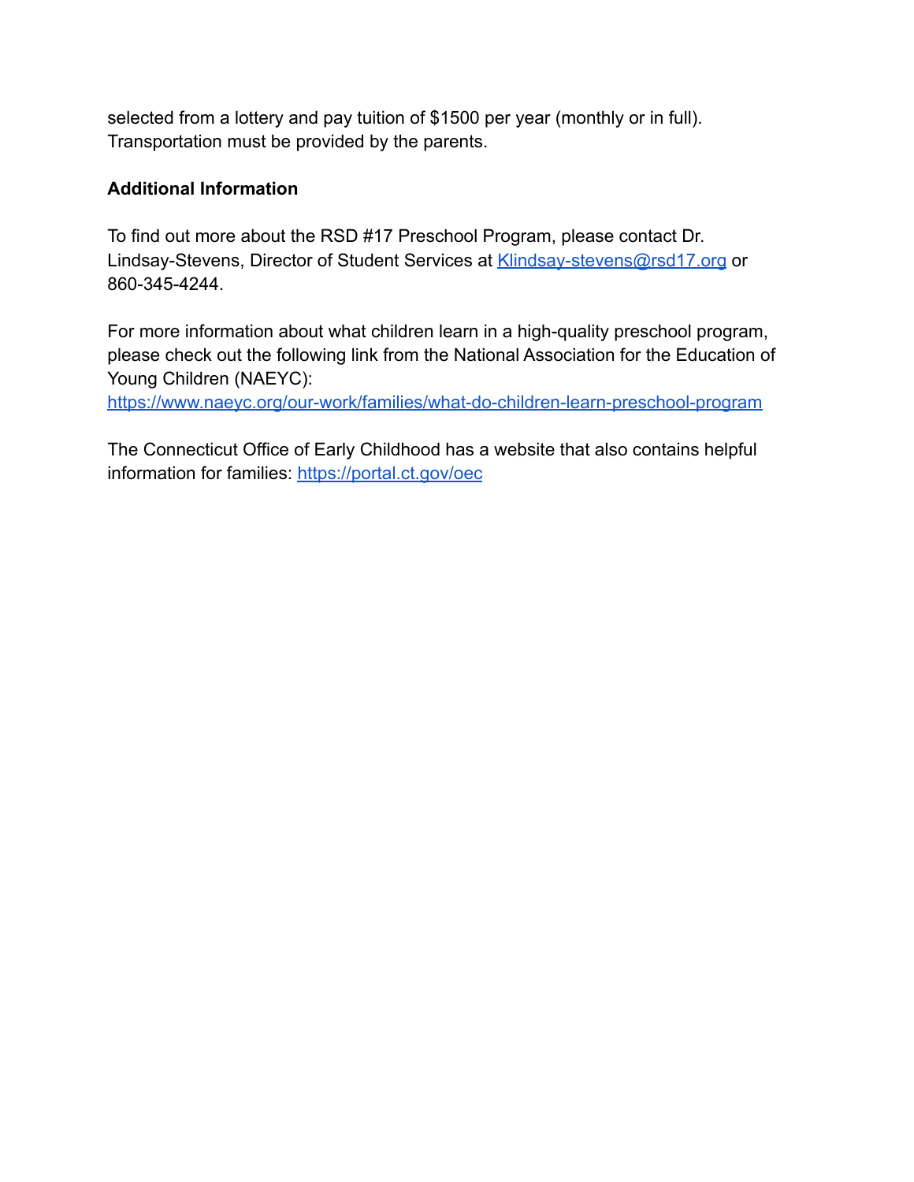selected from a lottery and pay tuition of $1500 per year (monthly or in full). Transportation must be provided by the parents.

**Additional Information**

To find out more about the RSD #17 Preschool Program, please contact Dr. Lindsay-Stevens, Director of Student Services at [Klindsay-stevens@rsd17.org](mailto:Klindsay-stevens@rsd17.org) or 860-345-4244.

For more information about what children learn in a high-quality preschool program, please check out the following link from the National Association for the Education of Young Children (NAEYC): [https://www.naeyc.org/our-work/families/what-do-children-learn-preschool-program](https://www.naeyc.org/our-work/families/what-do-children-learn-preschool-program)

The Connecticut Office of Early Childhood has a website that also contains helpful information for families: [https://portal.ct.gov/oec](https://portal.ct.gov/oec)